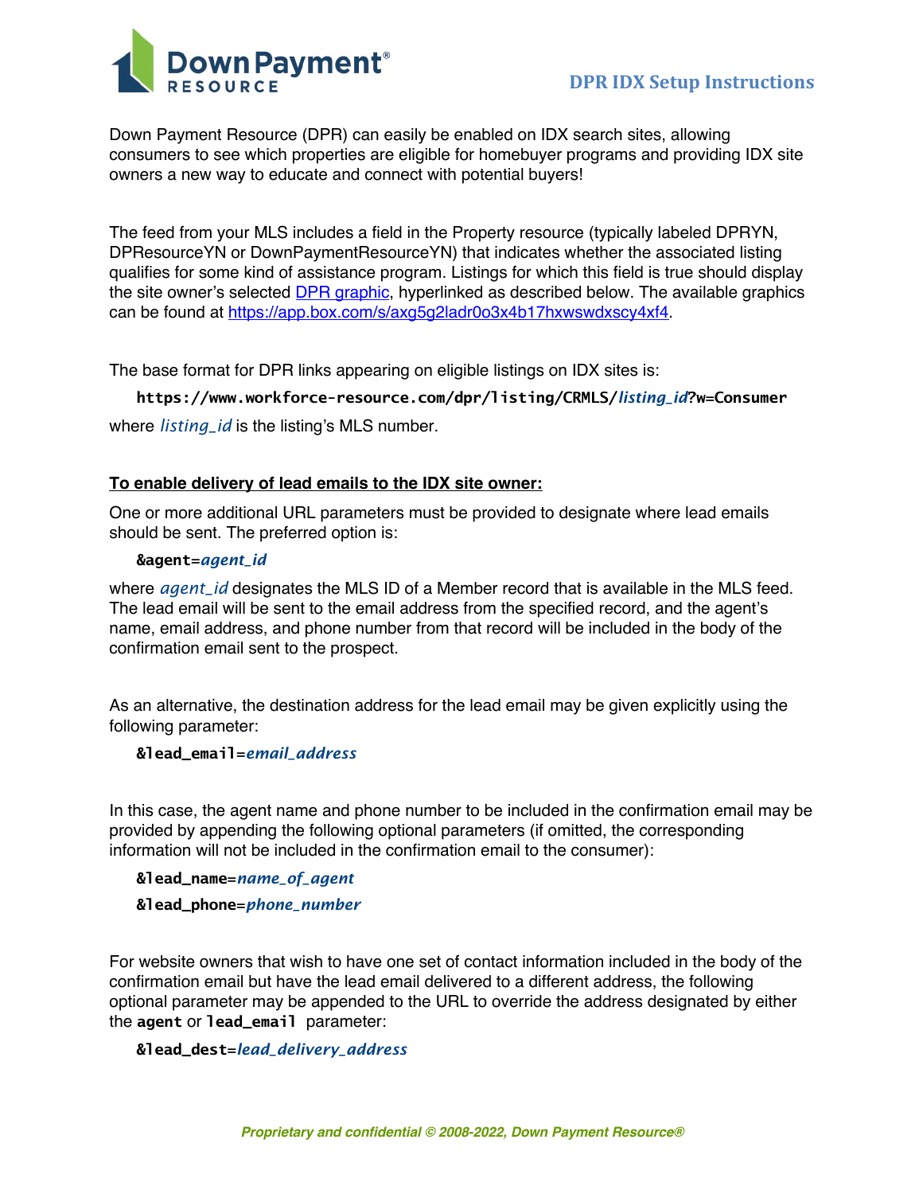Down Payment Resource

# DPR IDX Setup Instructions

Down Payment Resource (DPR) can easily be enabled on IDX search sites, allowing consumers to see which properties are eligible for homebuyer programs and providing IDX site owners a new way to educate and connect with potential buyers!

The feed from your MLS includes a field in the Property resource (typically labeled DPRYN, DPResourceYN or DownPaymentResourceYN) that indicates whether the associated listing qualifies for some kind of assistance program. Listings for which this field is true should display the site owner's selected [DPR graphic](https://app.box.com/s/axg5g2ladr0o3x4b17hxwswdxscy4xf4), hyperlinked as described below. The available graphics can be found at [https://app.box.com/s/axg5g2ladr0o3x4b17hxwswdxscy4xf4](https://app.box.com/s/axg5g2ladr0o3x4b17hxwswdxscy4xf4).

The base format for DPR links appearing on eligible listings on IDX sites is:

> **https://www.workforce-resource.com/dpr/listing/CRMLS/*listing_id*?w=Consumer**

where *listing_id* is the listing's MLS number.

**<u>To enable delivery of lead emails to the IDX site owner:</u>**

One or more additional URL parameters must be provided to designate where lead emails should be sent. The preferred option is:

> **&agent=*agent_id***

where *agent_id* designates the MLS ID of a Member record that is available in the MLS feed. The lead email will be sent to the email address from the specified record, and the agent's name, email address, and phone number from that record will be included in the body of the confirmation email sent to the prospect.

As an alternative, the destination address for the lead email may be given explicitly using the following parameter:

> **&lead_email=*email_address***

In this case, the agent name and phone number to be included in the confirmation email may be provided by appending the following optional parameters (if omitted, the corresponding information will not be included in the confirmation email to the consumer):

> **&lead_name=*name_of_agent***
>
> **&lead_phone=*phone_number***

For website owners that wish to have one set of contact information included in the body of the confirmation email but have the lead email delivered to a different address, the following optional parameter may be appended to the URL to override the address designated by either the **agent** or **lead_email** parameter:

> **&lead_dest=*lead_delivery_address***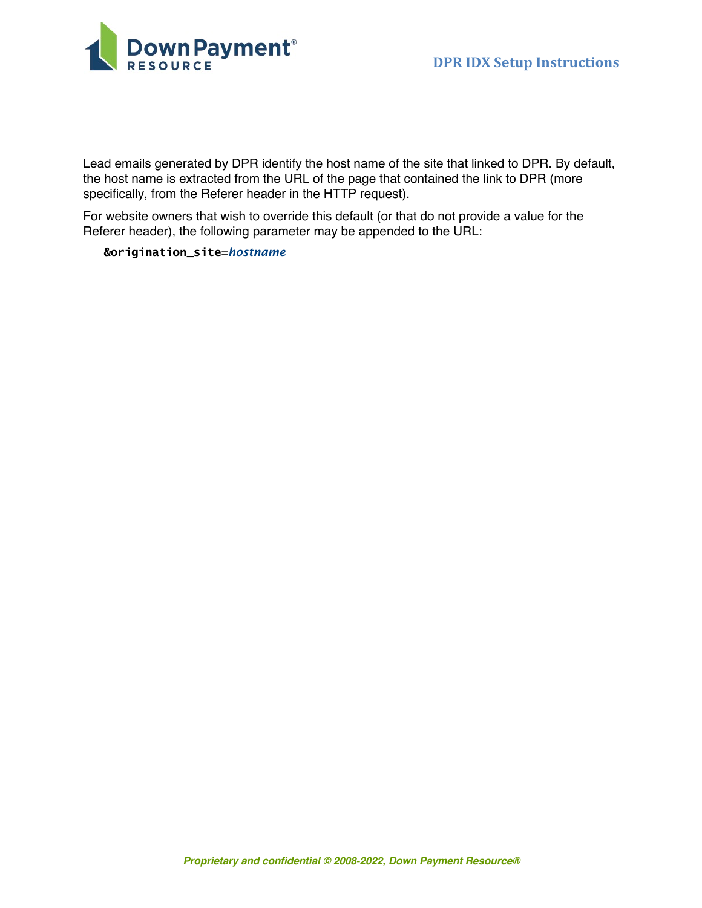Lead emails generated by DPR identify the host name of the site that linked to DPR. By default, the host name is extracted from the URL of the page that contained the link to DPR (more specifically, from the Referer header in the HTTP request).

For website owners that wish to override this default (or that do not provide a value for the Referer header), the following parameter may be appended to the URL:

**&origination_site**=*hostname*